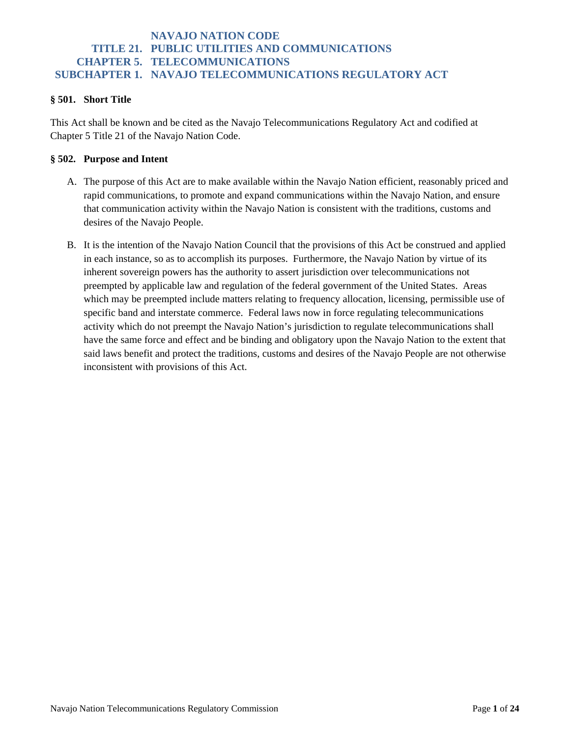# NAVAJO NATION CODE
## TITLE 21. PUBLIC UTILITIES AND COMMUNICATIONS
## CHAPTER 5. TELECOMMUNICATIONS
## SUBCHAPTER 1. NAVAJO TELECOMMUNICATIONS REGULATORY ACT

### § 501. Short Title

This Act shall be known and be cited as the Navajo Telecommunications Regulatory Act and codified at Chapter 5 Title 21 of the Navajo Nation Code.

### § 502. Purpose and Intent

A. The purpose of this Act are to make available within the Navajo Nation efficient, reasonably priced and rapid communications, to promote and expand communications within the Navajo Nation, and ensure that communication activity within the Navajo Nation is consistent with the traditions, customs and desires of the Navajo People.

B. It is the intention of the Navajo Nation Council that the provisions of this Act be construed and applied in each instance, so as to accomplish its purposes. Furthermore, the Navajo Nation by virtue of its inherent sovereign powers has the authority to assert jurisdiction over telecommunications not preempted by applicable law and regulation of the federal government of the United States. Areas which may be preempted include matters relating to frequency allocation, licensing, permissible use of specific band and interstate commerce. Federal laws now in force regulating telecommunications activity which do not preempt the Navajo Nation's jurisdiction to regulate telecommunications shall have the same force and effect and be binding and obligatory upon the Navajo Nation to the extent that said laws benefit and protect the traditions, customs and desires of the Navajo People are not otherwise inconsistent with provisions of this Act.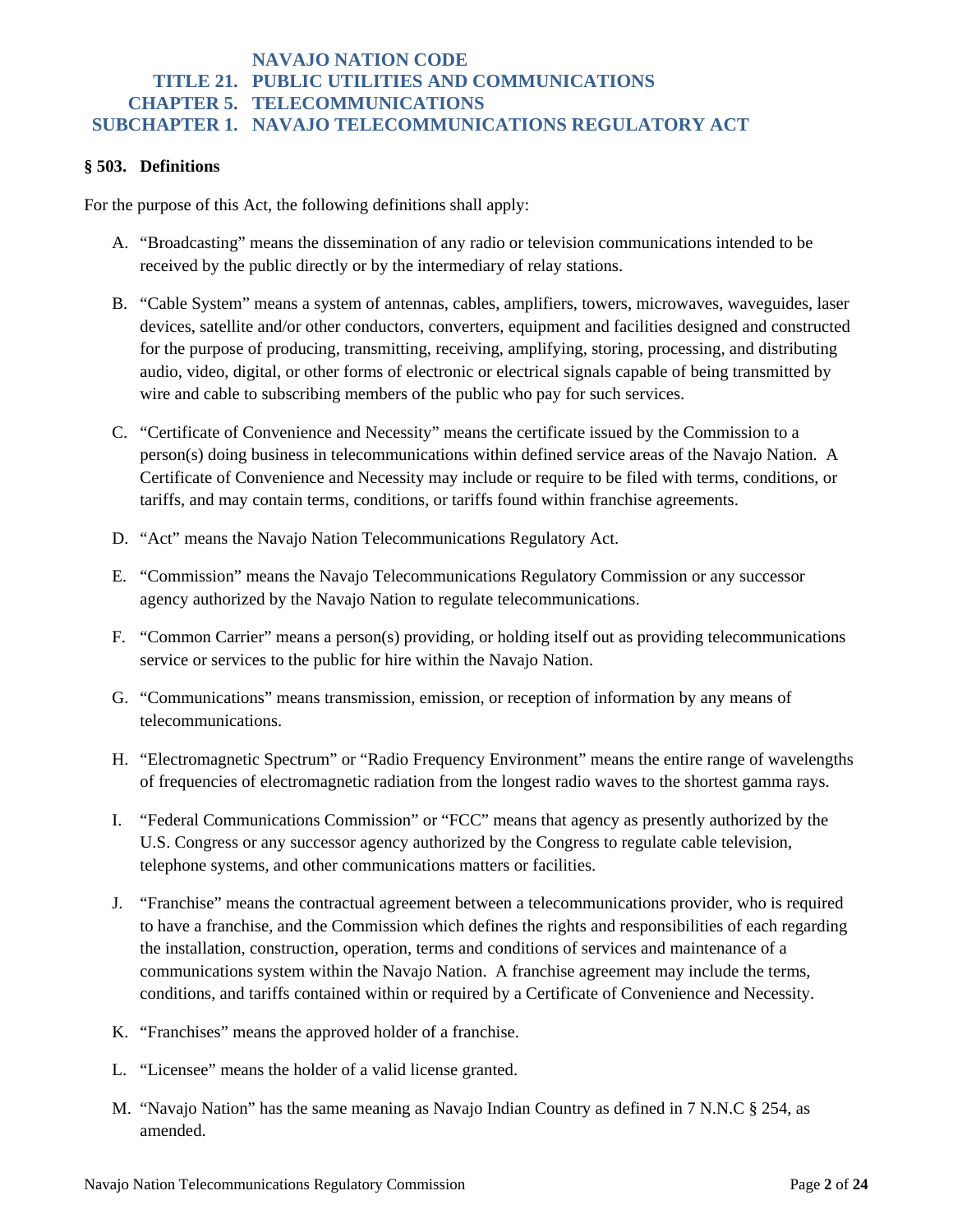# NAVAJO NATION CODE
## TITLE 21. PUBLIC UTILITIES AND COMMUNICATIONS
## CHAPTER 5. TELECOMMUNICATIONS
## SUBCHAPTER 1. NAVAJO TELECOMMUNICATIONS REGULATORY ACT

### § 503. Definitions

For the purpose of this Act, the following definitions shall apply:

A. "Broadcasting" means the dissemination of any radio or television communications intended to be received by the public directly or by the intermediary of relay stations.

B. "Cable System" means a system of antennas, cables, amplifiers, towers, microwaves, waveguides, laser devices, satellite and/or other conductors, converters, equipment and facilities designed and constructed for the purpose of producing, transmitting, receiving, amplifying, storing, processing, and distributing audio, video, digital, or other forms of electronic or electrical signals capable of being transmitted by wire and cable to subscribing members of the public who pay for such services.

C. "Certificate of Convenience and Necessity" means the certificate issued by the Commission to a person(s) doing business in telecommunications within defined service areas of the Navajo Nation. A Certificate of Convenience and Necessity may include or require to be filed with terms, conditions, or tariffs, and may contain terms, conditions, or tariffs found within franchise agreements.

D. "Act" means the Navajo Nation Telecommunications Regulatory Act.

E. "Commission" means the Navajo Telecommunications Regulatory Commission or any successor agency authorized by the Navajo Nation to regulate telecommunications.

F. "Common Carrier" means a person(s) providing, or holding itself out as providing telecommunications service or services to the public for hire within the Navajo Nation.

G. "Communications" means transmission, emission, or reception of information by any means of telecommunications.

H. "Electromagnetic Spectrum" or "Radio Frequency Environment" means the entire range of wavelengths of frequencies of electromagnetic radiation from the longest radio waves to the shortest gamma rays.

I. "Federal Communications Commission" or "FCC" means that agency as presently authorized by the U.S. Congress or any successor agency authorized by the Congress to regulate cable television, telephone systems, and other communications matters or facilities.

J. "Franchise" means the contractual agreement between a telecommunications provider, who is required to have a franchise, and the Commission which defines the rights and responsibilities of each regarding the installation, construction, operation, terms and conditions of services and maintenance of a communications system within the Navajo Nation. A franchise agreement may include the terms, conditions, and tariffs contained within or required by a Certificate of Convenience and Necessity.

K. "Franchises" means the approved holder of a franchise.

L. "Licensee" means the holder of a valid license granted.

M. "Navajo Nation" has the same meaning as Navajo Indian Country as defined in 7 N.N.C § 254, as amended.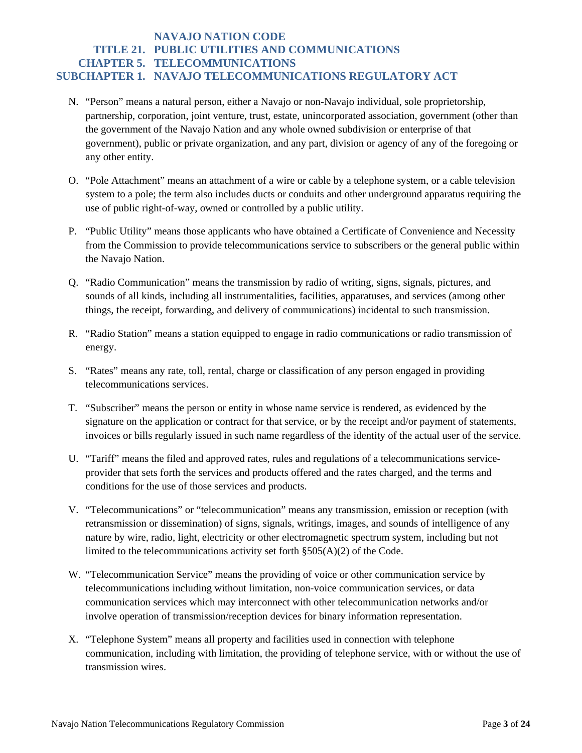N. "Person" means a natural person, either a Navajo or non-Navajo individual, sole proprietorship, partnership, corporation, joint venture, trust, estate, unincorporated association, government (other than the government of the Navajo Nation and any whole owned subdivision or enterprise of that government), public or private organization, and any part, division or agency of any of the foregoing or any other entity.

O. "Pole Attachment" means an attachment of a wire or cable by a telephone system, or a cable television system to a pole; the term also includes ducts or conduits and other underground apparatus requiring the use of public right-of-way, owned or controlled by a public utility.

P. "Public Utility" means those applicants who have obtained a Certificate of Convenience and Necessity from the Commission to provide telecommunications service to subscribers or the general public within the Navajo Nation.

Q. "Radio Communication" means the transmission by radio of writing, signs, signals, pictures, and sounds of all kinds, including all instrumentalities, facilities, apparatuses, and services (among other things, the receipt, forwarding, and delivery of communications) incidental to such transmission.

R. "Radio Station" means a station equipped to engage in radio communications or radio transmission of energy.

S. "Rates" means any rate, toll, rental, charge or classification of any person engaged in providing telecommunications services.

T. "Subscriber" means the person or entity in whose name service is rendered, as evidenced by the signature on the application or contract for that service, or by the receipt and/or payment of statements, invoices or bills regularly issued in such name regardless of the identity of the actual user of the service.

U. "Tariff" means the filed and approved rates, rules and regulations of a telecommunications service-provider that sets forth the services and products offered and the rates charged, and the terms and conditions for the use of those services and products.

V. "Telecommunications" or "telecommunication" means any transmission, emission or reception (with retransmission or dissemination) of signs, signals, writings, images, and sounds of intelligence of any nature by wire, radio, light, electricity or other electromagnetic spectrum system, including but not limited to the telecommunications activity set forth §505(A)(2) of the Code.

W. "Telecommunication Service" means the providing of voice or other communication service by telecommunications including without limitation, non-voice communication services, or data communication services which may interconnect with other telecommunication networks and/or involve operation of transmission/reception devices for binary information representation.

X. "Telephone System" means all property and facilities used in connection with telephone communication, including with limitation, the providing of telephone service, with or without the use of transmission wires.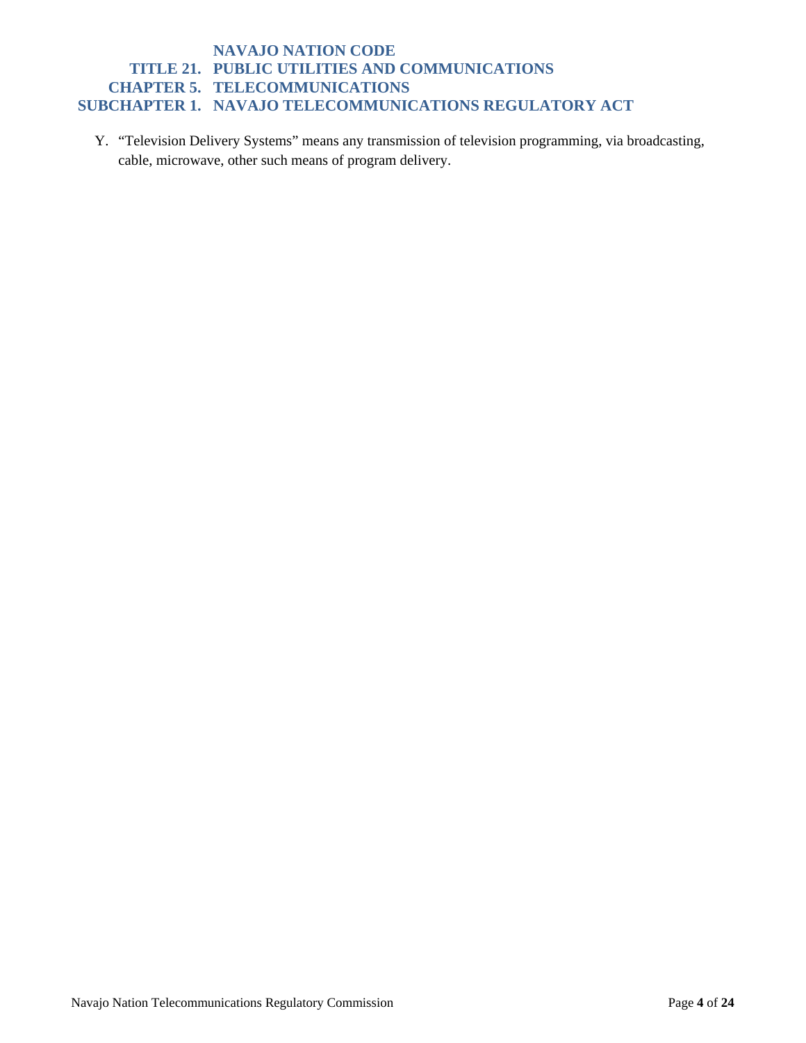Y. “Television Delivery Systems” means any transmission of television programming, via broadcasting, cable, microwave, other such means of program delivery.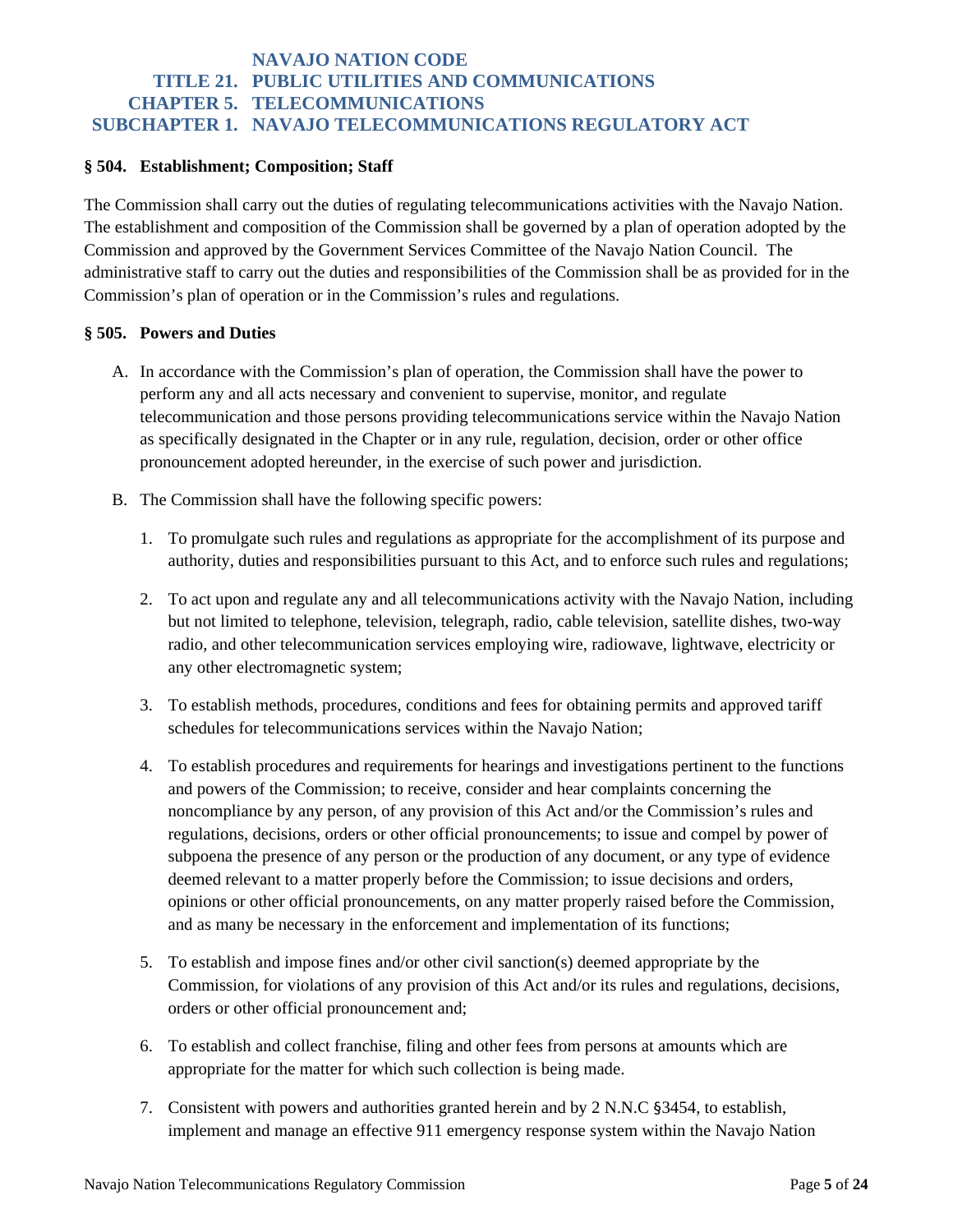# NAVAJO NATION CODE
## TITLE 21. PUBLIC UTILITIES AND COMMUNICATIONS
## CHAPTER 5. TELECOMMUNICATIONS
## SUBCHAPTER 1. NAVAJO TELECOMMUNICATIONS REGULATORY ACT

### § 504. Establishment; Composition; Staff

The Commission shall carry out the duties of regulating telecommunications activities with the Navajo Nation. The establishment and composition of the Commission shall be governed by a plan of operation adopted by the Commission and approved by the Government Services Committee of the Navajo Nation Council. The administrative staff to carry out the duties and responsibilities of the Commission shall be as provided for in the Commission's plan of operation or in the Commission's rules and regulations.

### § 505. Powers and Duties

A. In accordance with the Commission's plan of operation, the Commission shall have the power to perform any and all acts necessary and convenient to supervise, monitor, and regulate telecommunication and those persons providing telecommunications service within the Navajo Nation as specifically designated in the Chapter or in any rule, regulation, decision, order or other office pronouncement adopted hereunder, in the exercise of such power and jurisdiction.

B. The Commission shall have the following specific powers:

1. To promulgate such rules and regulations as appropriate for the accomplishment of its purpose and authority, duties and responsibilities pursuant to this Act, and to enforce such rules and regulations;

2. To act upon and regulate any and all telecommunications activity with the Navajo Nation, including but not limited to telephone, television, telegraph, radio, cable television, satellite dishes, two-way radio, and other telecommunication services employing wire, radiowave, lightwave, electricity or any other electromagnetic system;

3. To establish methods, procedures, conditions and fees for obtaining permits and approved tariff schedules for telecommunications services within the Navajo Nation;

4. To establish procedures and requirements for hearings and investigations pertinent to the functions and powers of the Commission; to receive, consider and hear complaints concerning the noncompliance by any person, of any provision of this Act and/or the Commission's rules and regulations, decisions, orders or other official pronouncements; to issue and compel by power of subpoena the presence of any person or the production of any document, or any type of evidence deemed relevant to a matter properly before the Commission; to issue decisions and orders, opinions or other official pronouncements, on any matter properly raised before the Commission, and as many be necessary in the enforcement and implementation of its functions;

5. To establish and impose fines and/or other civil sanction(s) deemed appropriate by the Commission, for violations of any provision of this Act and/or its rules and regulations, decisions, orders or other official pronouncement and;

6. To establish and collect franchise, filing and other fees from persons at amounts which are appropriate for the matter for which such collection is being made.

7. Consistent with powers and authorities granted herein and by 2 N.N.C §3454, to establish, implement and manage an effective 911 emergency response system within the Navajo Nation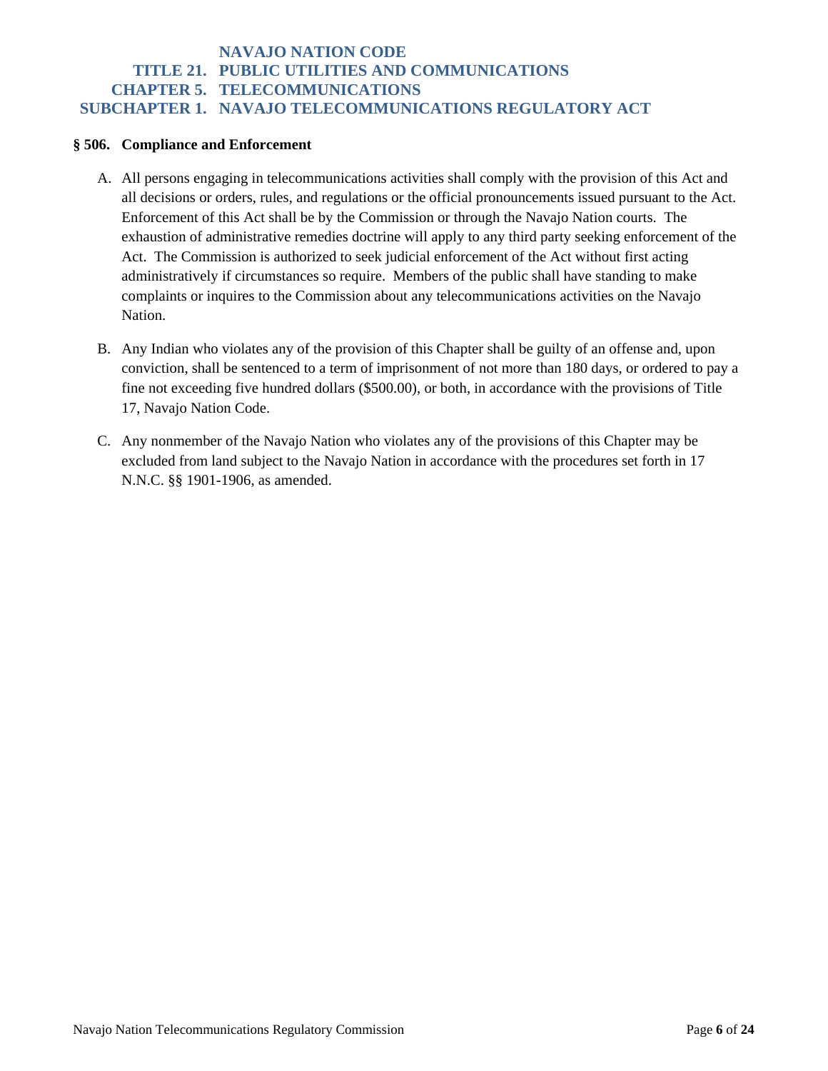# NAVAJO NATION CODE
## TITLE 21. PUBLIC UTILITIES AND COMMUNICATIONS
## CHAPTER 5. TELECOMMUNICATIONS
## SUBCHAPTER 1. NAVAJO TELECOMMUNICATIONS REGULATORY ACT

### § 506. Compliance and Enforcement

A. All persons engaging in telecommunications activities shall comply with the provision of this Act and all decisions or orders, rules, and regulations or the official pronouncements issued pursuant to the Act. Enforcement of this Act shall be by the Commission or through the Navajo Nation courts. The exhaustion of administrative remedies doctrine will apply to any third party seeking enforcement of the Act. The Commission is authorized to seek judicial enforcement of the Act without first acting administratively if circumstances so require. Members of the public shall have standing to make complaints or inquires to the Commission about any telecommunications activities on the Navajo Nation.

B. Any Indian who violates any of the provision of this Chapter shall be guilty of an offense and, upon conviction, shall be sentenced to a term of imprisonment of not more than 180 days, or ordered to pay a fine not exceeding five hundred dollars ($500.00), or both, in accordance with the provisions of Title 17, Navajo Nation Code.

C. Any nonmember of the Navajo Nation who violates any of the provisions of this Chapter may be excluded from land subject to the Navajo Nation in accordance with the procedures set forth in 17 N.N.C. §§ 1901-1906, as amended.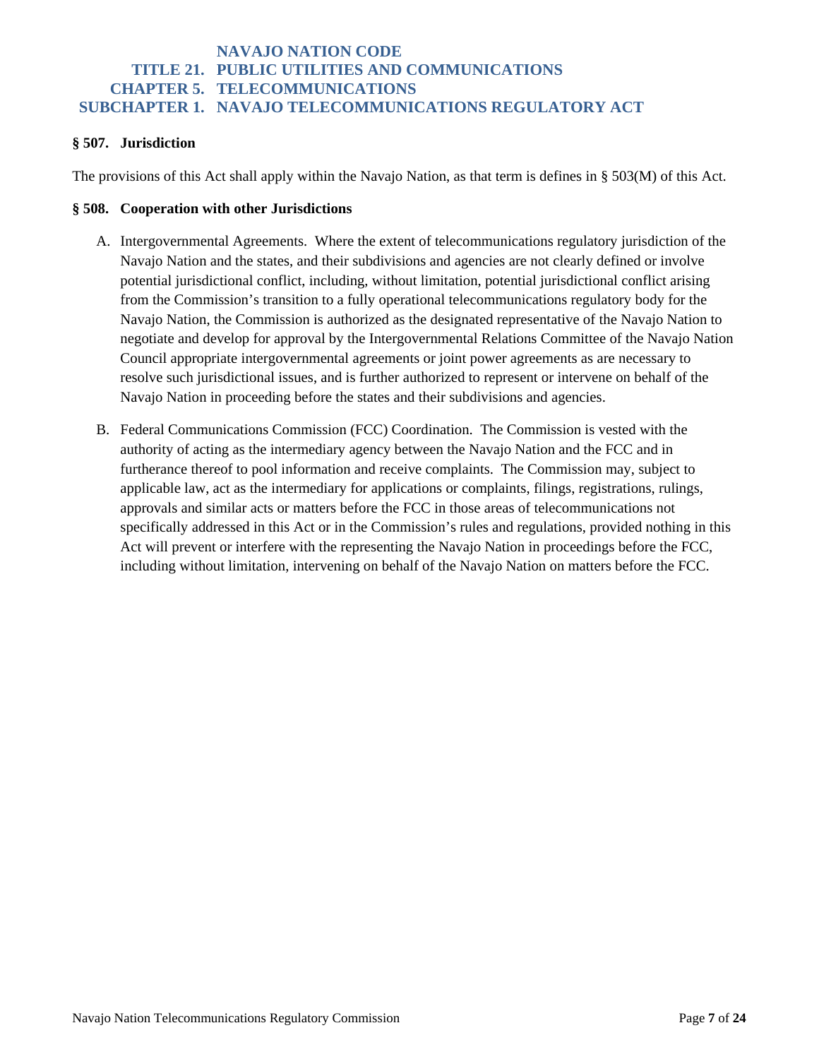# NAVAJO NATION CODE
## TITLE 21. PUBLIC UTILITIES AND COMMUNICATIONS
## CHAPTER 5. TELECOMMUNICATIONS
## SUBCHAPTER 1. NAVAJO TELECOMMUNICATIONS REGULATORY ACT

### § 507. Jurisdiction

The provisions of this Act shall apply within the Navajo Nation, as that term is defines in § 503(M) of this Act.

### § 508. Cooperation with other Jurisdictions

A. Intergovernmental Agreements. Where the extent of telecommunications regulatory jurisdiction of the Navajo Nation and the states, and their subdivisions and agencies are not clearly defined or involve potential jurisdictional conflict, including, without limitation, potential jurisdictional conflict arising from the Commission's transition to a fully operational telecommunications regulatory body for the Navajo Nation, the Commission is authorized as the designated representative of the Navajo Nation to negotiate and develop for approval by the Intergovernmental Relations Committee of the Navajo Nation Council appropriate intergovernmental agreements or joint power agreements as are necessary to resolve such jurisdictional issues, and is further authorized to represent or intervene on behalf of the Navajo Nation in proceeding before the states and their subdivisions and agencies.

B. Federal Communications Commission (FCC) Coordination. The Commission is vested with the authority of acting as the intermediary agency between the Navajo Nation and the FCC and in furtherance thereof to pool information and receive complaints. The Commission may, subject to applicable law, act as the intermediary for applications or complaints, filings, registrations, rulings, approvals and similar acts or matters before the FCC in those areas of telecommunications not specifically addressed in this Act or in the Commission's rules and regulations, provided nothing in this Act will prevent or interfere with the representing the Navajo Nation in proceedings before the FCC, including without limitation, intervening on behalf of the Navajo Nation on matters before the FCC.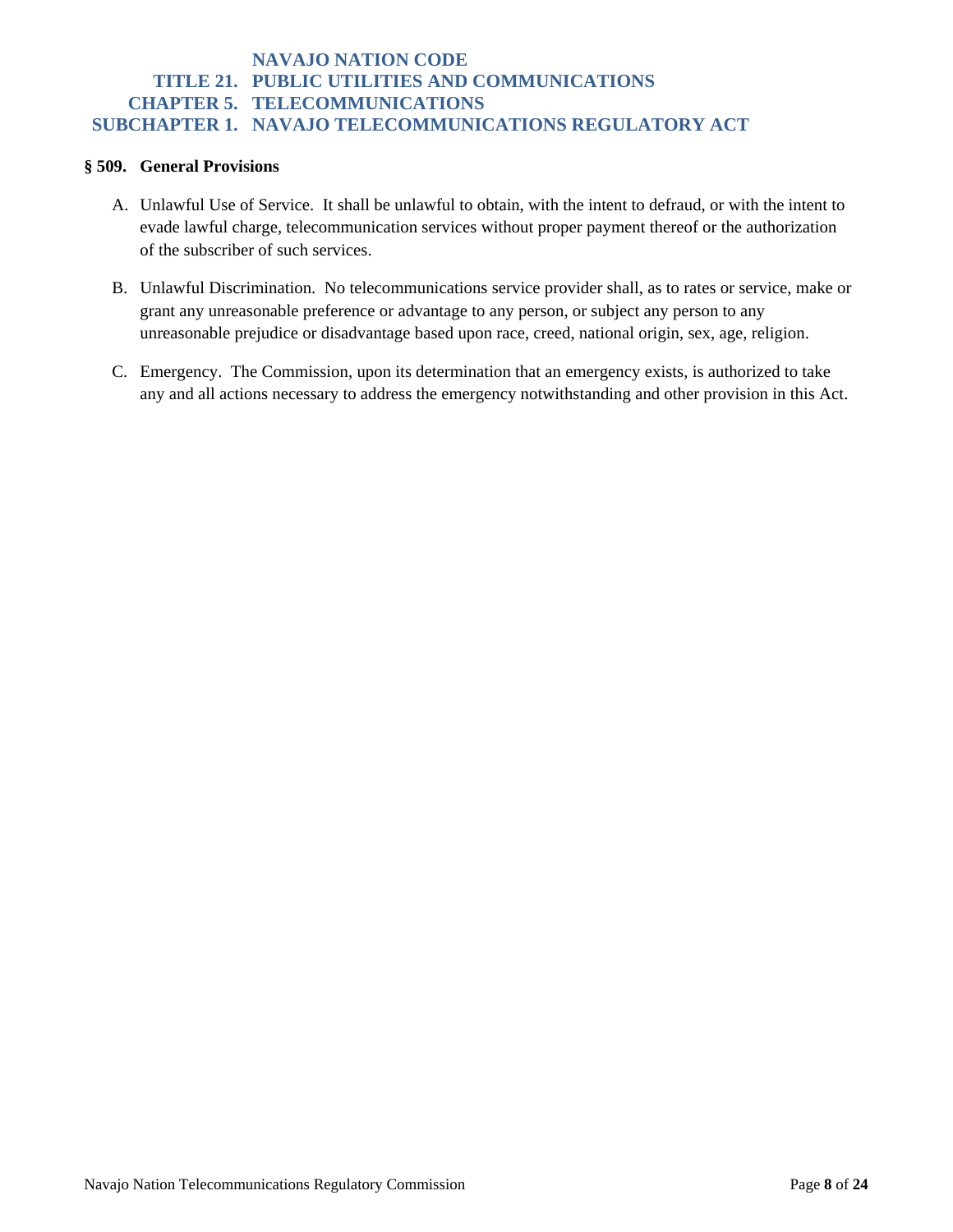# NAVAJO NATION CODE
## TITLE 21. PUBLIC UTILITIES AND COMMUNICATIONS
## CHAPTER 5. TELECOMMUNICATIONS
## SUBCHAPTER 1. NAVAJO TELECOMMUNICATIONS REGULATORY ACT

### § 509. General Provisions

A. Unlawful Use of Service. It shall be unlawful to obtain, with the intent to defraud, or with the intent to evade lawful charge, telecommunication services without proper payment thereof or the authorization of the subscriber of such services.

B. Unlawful Discrimination. No telecommunications service provider shall, as to rates or service, make or grant any unreasonable preference or advantage to any person, or subject any person to any unreasonable prejudice or disadvantage based upon race, creed, national origin, sex, age, religion.

C. Emergency. The Commission, upon its determination that an emergency exists, is authorized to take any and all actions necessary to address the emergency notwithstanding and other provision in this Act.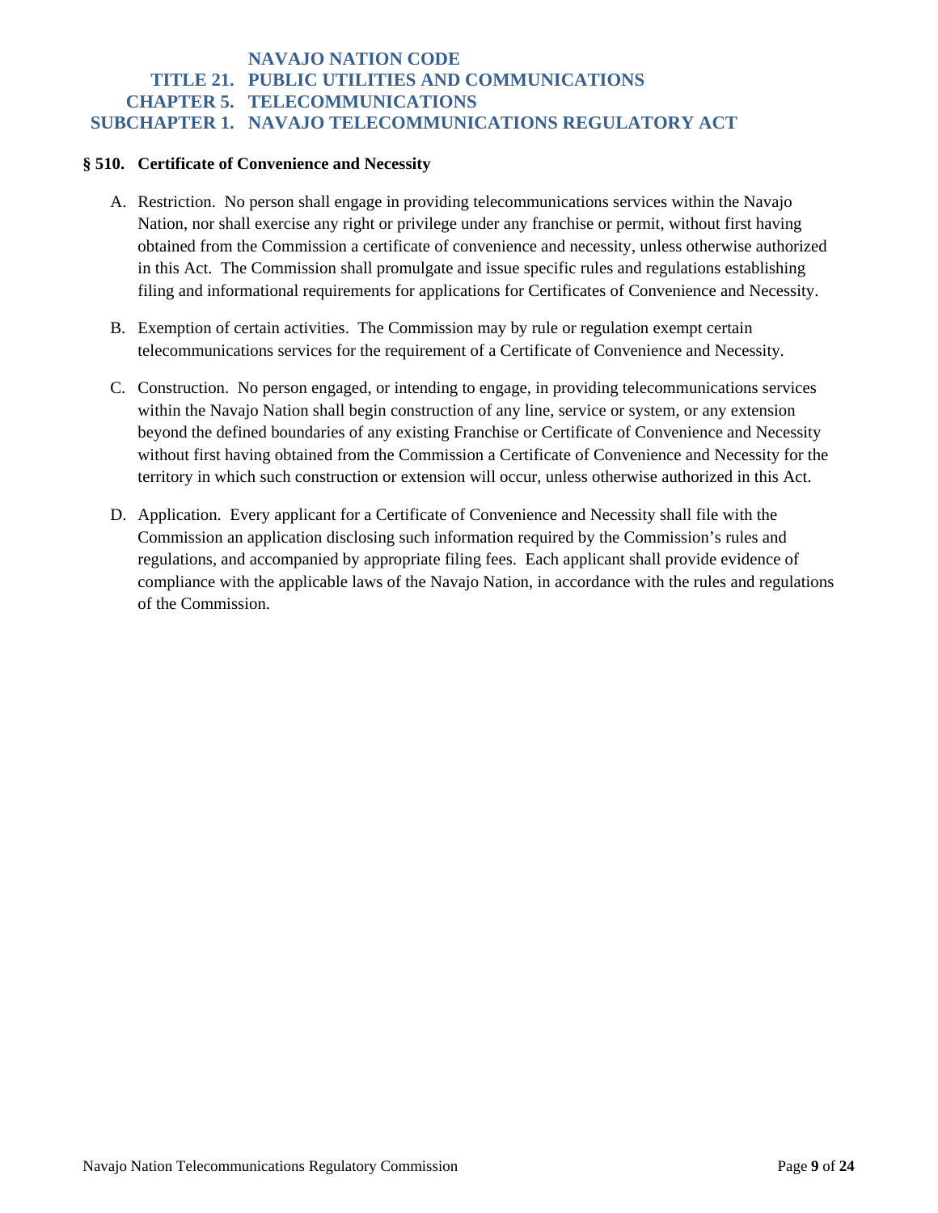# NAVAJO NATION CODE
## TITLE 21. PUBLIC UTILITIES AND COMMUNICATIONS
## CHAPTER 5. TELECOMMUNICATIONS
## SUBCHAPTER 1. NAVAJO TELECOMMUNICATIONS REGULATORY ACT

### § 510. Certificate of Convenience and Necessity

A. Restriction. No person shall engage in providing telecommunications services within the Navajo Nation, nor shall exercise any right or privilege under any franchise or permit, without first having obtained from the Commission a certificate of convenience and necessity, unless otherwise authorized in this Act. The Commission shall promulgate and issue specific rules and regulations establishing filing and informational requirements for applications for Certificates of Convenience and Necessity.

B. Exemption of certain activities. The Commission may by rule or regulation exempt certain telecommunications services for the requirement of a Certificate of Convenience and Necessity.

C. Construction. No person engaged, or intending to engage, in providing telecommunications services within the Navajo Nation shall begin construction of any line, service or system, or any extension beyond the defined boundaries of any existing Franchise or Certificate of Convenience and Necessity without first having obtained from the Commission a Certificate of Convenience and Necessity for the territory in which such construction or extension will occur, unless otherwise authorized in this Act.

D. Application. Every applicant for a Certificate of Convenience and Necessity shall file with the Commission an application disclosing such information required by the Commission's rules and regulations, and accompanied by appropriate filing fees. Each applicant shall provide evidence of compliance with the applicable laws of the Navajo Nation, in accordance with the rules and regulations of the Commission.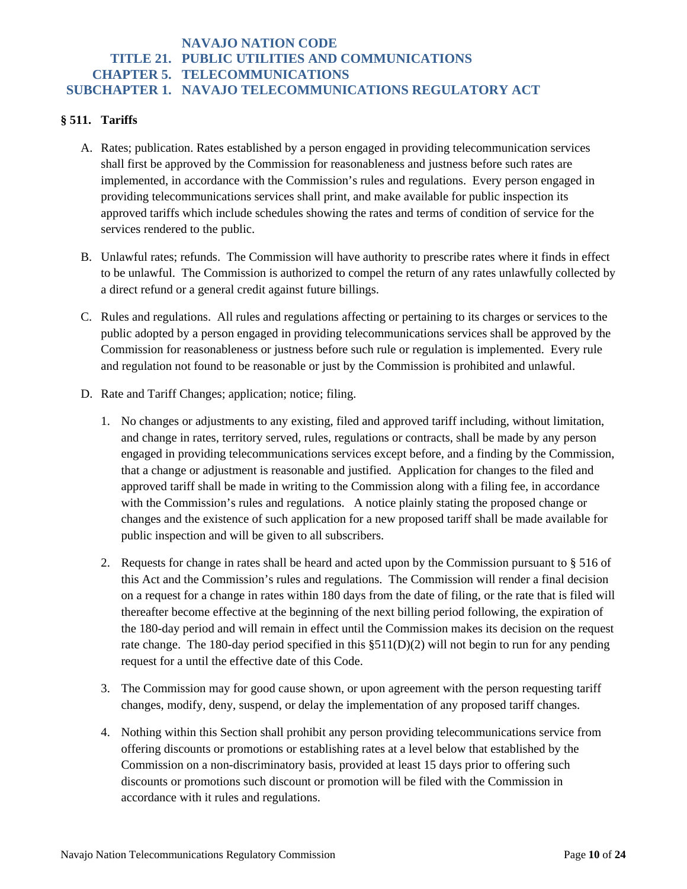# NAVAJO NATION CODE
## TITLE 21. PUBLIC UTILITIES AND COMMUNICATIONS
## CHAPTER 5. TELECOMMUNICATIONS
## SUBCHAPTER 1. NAVAJO TELECOMMUNICATIONS REGULATORY ACT

### § 511. Tariffs

A. Rates; publication. Rates established by a person engaged in providing telecommunication services shall first be approved by the Commission for reasonableness and justness before such rates are implemented, in accordance with the Commission's rules and regulations. Every person engaged in providing telecommunications services shall print, and make available for public inspection its approved tariffs which include schedules showing the rates and terms of condition of service for the services rendered to the public.

B. Unlawful rates; refunds. The Commission will have authority to prescribe rates where it finds in effect to be unlawful. The Commission is authorized to compel the return of any rates unlawfully collected by a direct refund or a general credit against future billings.

C. Rules and regulations. All rules and regulations affecting or pertaining to its charges or services to the public adopted by a person engaged in providing telecommunications services shall be approved by the Commission for reasonableness or justness before such rule or regulation is implemented. Every rule and regulation not found to be reasonable or just by the Commission is prohibited and unlawful.

D. Rate and Tariff Changes; application; notice; filing.

1. No changes or adjustments to any existing, filed and approved tariff including, without limitation, and change in rates, territory served, rules, regulations or contracts, shall be made by any person engaged in providing telecommunications services except before, and a finding by the Commission, that a change or adjustment is reasonable and justified. Application for changes to the filed and approved tariff shall be made in writing to the Commission along with a filing fee, in accordance with the Commission's rules and regulations. A notice plainly stating the proposed change or changes and the existence of such application for a new proposed tariff shall be made available for public inspection and will be given to all subscribers.

2. Requests for change in rates shall be heard and acted upon by the Commission pursuant to § 516 of this Act and the Commission's rules and regulations. The Commission will render a final decision on a request for a change in rates within 180 days from the date of filing, or the rate that is filed will thereafter become effective at the beginning of the next billing period following, the expiration of the 180-day period and will remain in effect until the Commission makes its decision on the request rate change. The 180-day period specified in this §511(D)(2) will not begin to run for any pending request for a until the effective date of this Code.

3. The Commission may for good cause shown, or upon agreement with the person requesting tariff changes, modify, deny, suspend, or delay the implementation of any proposed tariff changes.

4. Nothing within this Section shall prohibit any person providing telecommunications service from offering discounts or promotions or establishing rates at a level below that established by the Commission on a non-discriminatory basis, provided at least 15 days prior to offering such discounts or promotions such discount or promotion will be filed with the Commission in accordance with it rules and regulations.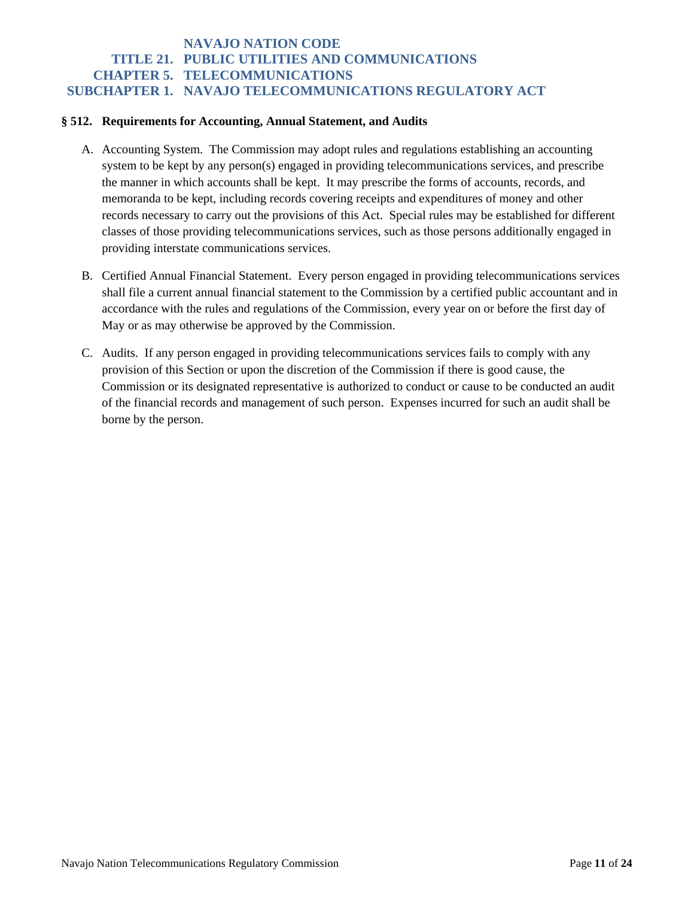# NAVAJO NATION CODE
## TITLE 21. PUBLIC UTILITIES AND COMMUNICATIONS
## CHAPTER 5. TELECOMMUNICATIONS
## SUBCHAPTER 1. NAVAJO TELECOMMUNICATIONS REGULATORY ACT

### § 512. Requirements for Accounting, Annual Statement, and Audits

A. Accounting System. The Commission may adopt rules and regulations establishing an accounting system to be kept by any person(s) engaged in providing telecommunications services, and prescribe the manner in which accounts shall be kept. It may prescribe the forms of accounts, records, and memoranda to be kept, including records covering receipts and expenditures of money and other records necessary to carry out the provisions of this Act. Special rules may be established for different classes of those providing telecommunications services, such as those persons additionally engaged in providing interstate communications services.

B. Certified Annual Financial Statement. Every person engaged in providing telecommunications services shall file a current annual financial statement to the Commission by a certified public accountant and in accordance with the rules and regulations of the Commission, every year on or before the first day of May or as may otherwise be approved by the Commission.

C. Audits. If any person engaged in providing telecommunications services fails to comply with any provision of this Section or upon the discretion of the Commission if there is good cause, the Commission or its designated representative is authorized to conduct or cause to be conducted an audit of the financial records and management of such person. Expenses incurred for such an audit shall be borne by the person.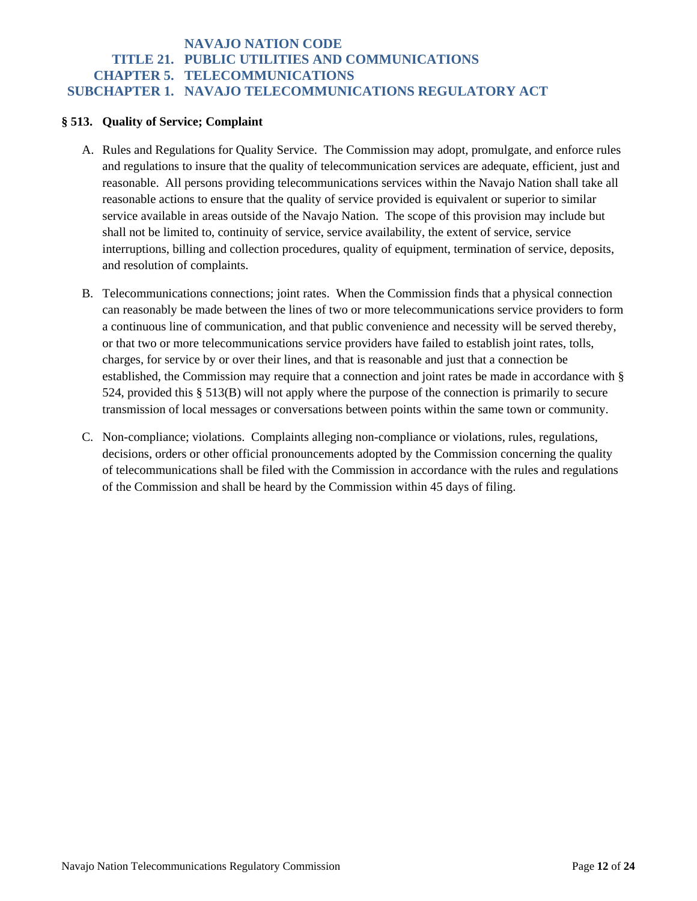# NAVAJO NATION CODE
## TITLE 21. PUBLIC UTILITIES AND COMMUNICATIONS
## CHAPTER 5. TELECOMMUNICATIONS
## SUBCHAPTER 1. NAVAJO TELECOMMUNICATIONS REGULATORY ACT

### § 513. Quality of Service; Complaint

A. Rules and Regulations for Quality Service. The Commission may adopt, promulgate, and enforce rules and regulations to insure that the quality of telecommunication services are adequate, efficient, just and reasonable. All persons providing telecommunications services within the Navajo Nation shall take all reasonable actions to ensure that the quality of service provided is equivalent or superior to similar service available in areas outside of the Navajo Nation. The scope of this provision may include but shall not be limited to, continuity of service, service availability, the extent of service, service interruptions, billing and collection procedures, quality of equipment, termination of service, deposits, and resolution of complaints.

B. Telecommunications connections; joint rates. When the Commission finds that a physical connection can reasonably be made between the lines of two or more telecommunications service providers to form a continuous line of communication, and that public convenience and necessity will be served thereby, or that two or more telecommunications service providers have failed to establish joint rates, tolls, charges, for service by or over their lines, and that is reasonable and just that a connection be established, the Commission may require that a connection and joint rates be made in accordance with § 524, provided this § 513(B) will not apply where the purpose of the connection is primarily to secure transmission of local messages or conversations between points within the same town or community.

C. Non-compliance; violations. Complaints alleging non-compliance or violations, rules, regulations, decisions, orders or other official pronouncements adopted by the Commission concerning the quality of telecommunications shall be filed with the Commission in accordance with the rules and regulations of the Commission and shall be heard by the Commission within 45 days of filing.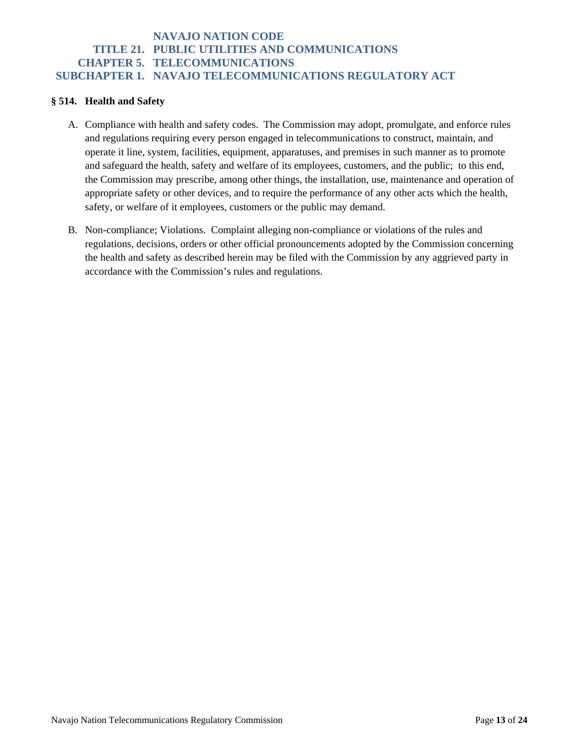# NAVAJO NATION CODE
## TITLE 21. PUBLIC UTILITIES AND COMMUNICATIONS
## CHAPTER 5. TELECOMMUNICATIONS
## SUBCHAPTER 1. NAVAJO TELECOMMUNICATIONS REGULATORY ACT

### § 514. Health and Safety

A. Compliance with health and safety codes. The Commission may adopt, promulgate, and enforce rules and regulations requiring every person engaged in telecommunications to construct, maintain, and operate it line, system, facilities, equipment, apparatuses, and premises in such manner as to promote and safeguard the health, safety and welfare of its employees, customers, and the public; to this end, the Commission may prescribe, among other things, the installation, use, maintenance and operation of appropriate safety or other devices, and to require the performance of any other acts which the health, safety, or welfare of it employees, customers or the public may demand.

B. Non-compliance; Violations. Complaint alleging non-compliance or violations of the rules and regulations, decisions, orders or other official pronouncements adopted by the Commission concerning the health and safety as described herein may be filed with the Commission by any aggrieved party in accordance with the Commission's rules and regulations.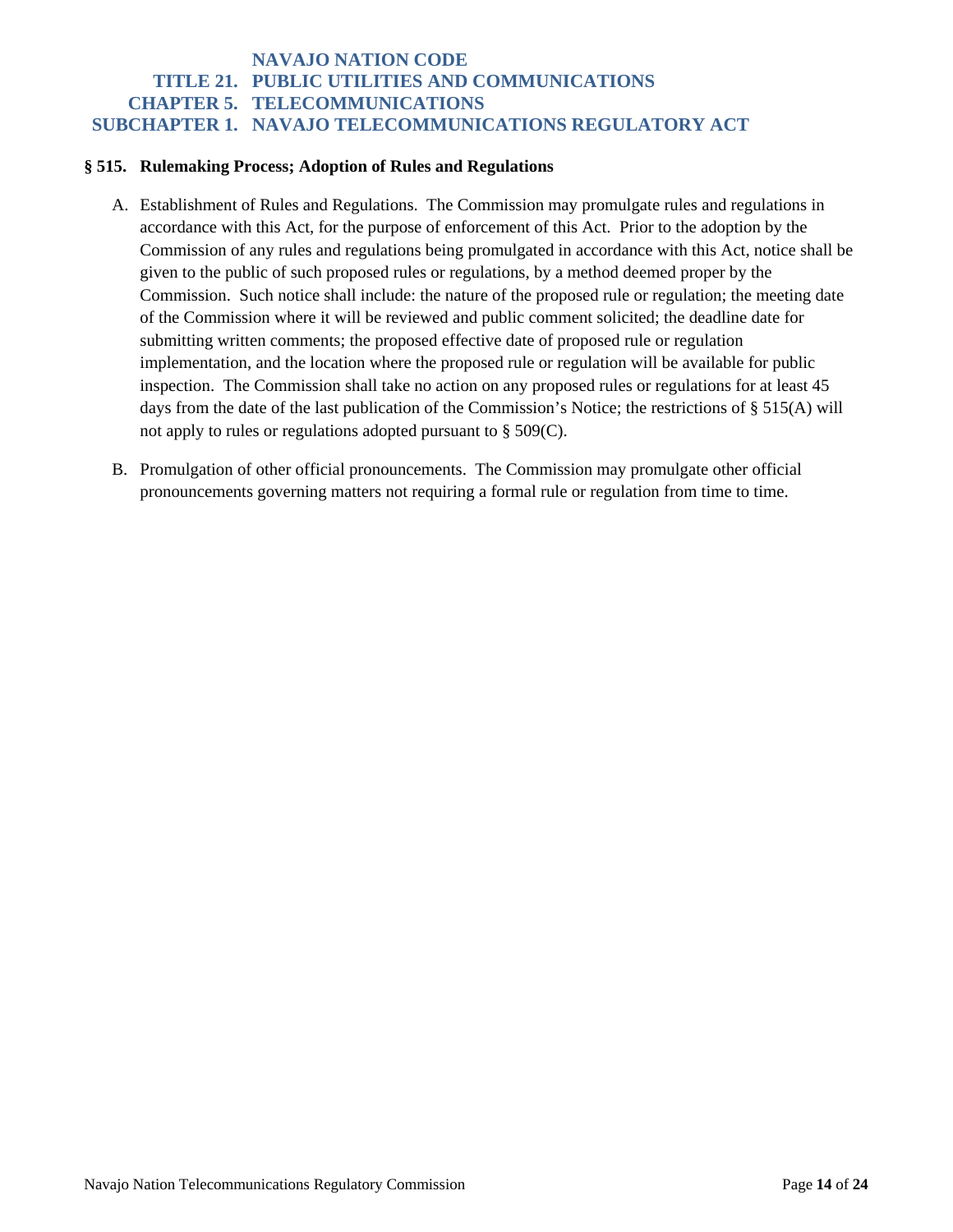# NAVAJO NATION CODE
## TITLE 21. PUBLIC UTILITIES AND COMMUNICATIONS
## CHAPTER 5. TELECOMMUNICATIONS
## SUBCHAPTER 1. NAVAJO TELECOMMUNICATIONS REGULATORY ACT

### § 515. Rulemaking Process; Adoption of Rules and Regulations

A. Establishment of Rules and Regulations. The Commission may promulgate rules and regulations in accordance with this Act, for the purpose of enforcement of this Act. Prior to the adoption by the Commission of any rules and regulations being promulgated in accordance with this Act, notice shall be given to the public of such proposed rules or regulations, by a method deemed proper by the Commission. Such notice shall include: the nature of the proposed rule or regulation; the meeting date of the Commission where it will be reviewed and public comment solicited; the deadline date for submitting written comments; the proposed effective date of proposed rule or regulation implementation, and the location where the proposed rule or regulation will be available for public inspection. The Commission shall take no action on any proposed rules or regulations for at least 45 days from the date of the last publication of the Commission's Notice; the restrictions of § 515(A) will not apply to rules or regulations adopted pursuant to § 509(C).

B. Promulgation of other official pronouncements. The Commission may promulgate other official pronouncements governing matters not requiring a formal rule or regulation from time to time.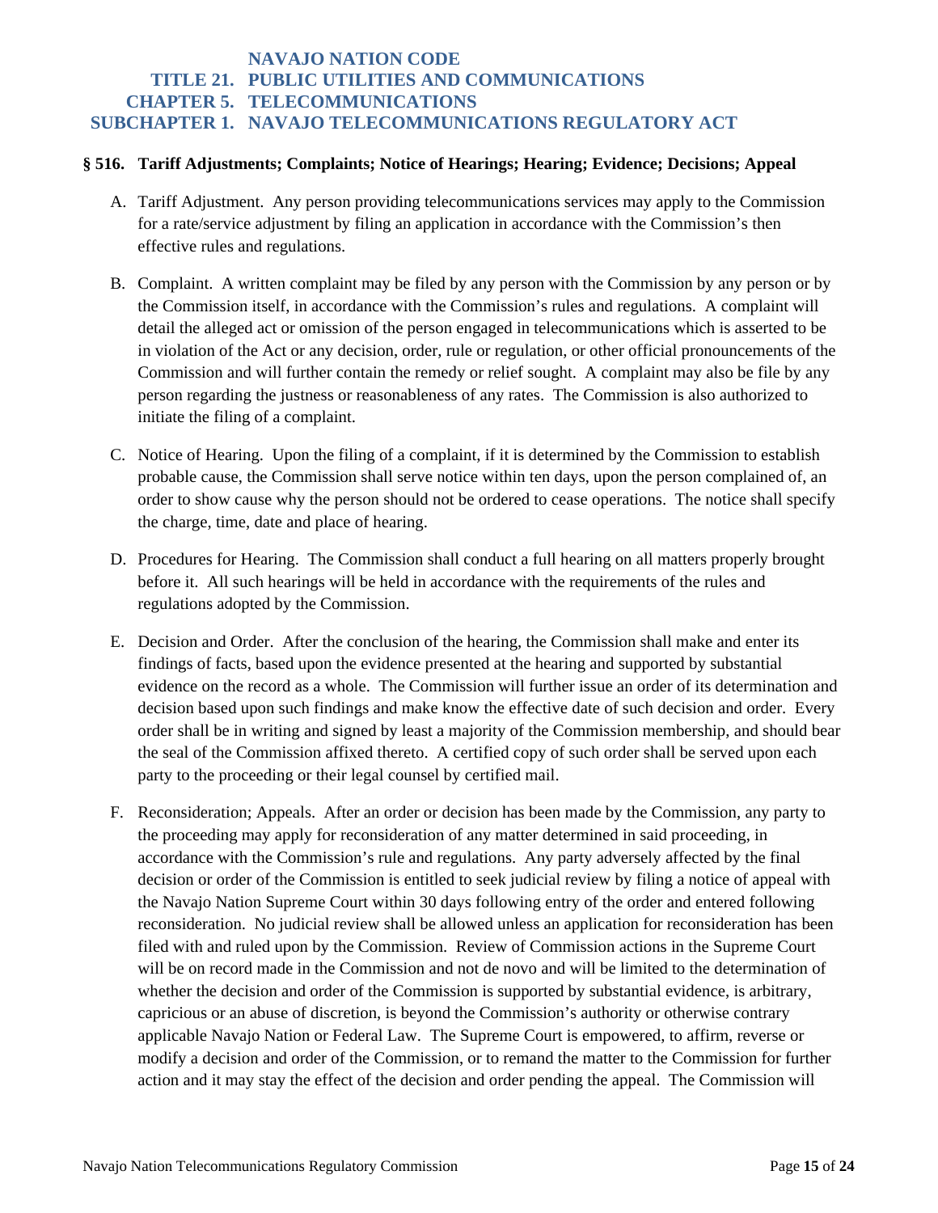# NAVAJO NATION CODE
## TITLE 21. PUBLIC UTILITIES AND COMMUNICATIONS
## CHAPTER 5. TELECOMMUNICATIONS
## SUBCHAPTER 1. NAVAJO TELECOMMUNICATIONS REGULATORY ACT

### § 516. Tariff Adjustments; Complaints; Notice of Hearings; Hearing; Evidence; Decisions; Appeal

A. Tariff Adjustment. Any person providing telecommunications services may apply to the Commission for a rate/service adjustment by filing an application in accordance with the Commission's then effective rules and regulations.

B. Complaint. A written complaint may be filed by any person with the Commission by any person or by the Commission itself, in accordance with the Commission's rules and regulations. A complaint will detail the alleged act or omission of the person engaged in telecommunications which is asserted to be in violation of the Act or any decision, order, rule or regulation, or other official pronouncements of the Commission and will further contain the remedy or relief sought. A complaint may also be file by any person regarding the justness or reasonableness of any rates. The Commission is also authorized to initiate the filing of a complaint.

C. Notice of Hearing. Upon the filing of a complaint, if it is determined by the Commission to establish probable cause, the Commission shall serve notice within ten days, upon the person complained of, an order to show cause why the person should not be ordered to cease operations. The notice shall specify the charge, time, date and place of hearing.

D. Procedures for Hearing. The Commission shall conduct a full hearing on all matters properly brought before it. All such hearings will be held in accordance with the requirements of the rules and regulations adopted by the Commission.

E. Decision and Order. After the conclusion of the hearing, the Commission shall make and enter its findings of facts, based upon the evidence presented at the hearing and supported by substantial evidence on the record as a whole. The Commission will further issue an order of its determination and decision based upon such findings and make know the effective date of such decision and order. Every order shall be in writing and signed by least a majority of the Commission membership, and should bear the seal of the Commission affixed thereto. A certified copy of such order shall be served upon each party to the proceeding or their legal counsel by certified mail.

F. Reconsideration; Appeals. After an order or decision has been made by the Commission, any party to the proceeding may apply for reconsideration of any matter determined in said proceeding, in accordance with the Commission's rule and regulations. Any party adversely affected by the final decision or order of the Commission is entitled to seek judicial review by filing a notice of appeal with the Navajo Nation Supreme Court within 30 days following entry of the order and entered following reconsideration. No judicial review shall be allowed unless an application for reconsideration has been filed with and ruled upon by the Commission. Review of Commission actions in the Supreme Court will be on record made in the Commission and not de novo and will be limited to the determination of whether the decision and order of the Commission is supported by substantial evidence, is arbitrary, capricious or an abuse of discretion, is beyond the Commission's authority or otherwise contrary applicable Navajo Nation or Federal Law. The Supreme Court is empowered, to affirm, reverse or modify a decision and order of the Commission, or to remand the matter to the Commission for further action and it may stay the effect of the decision and order pending the appeal. The Commission will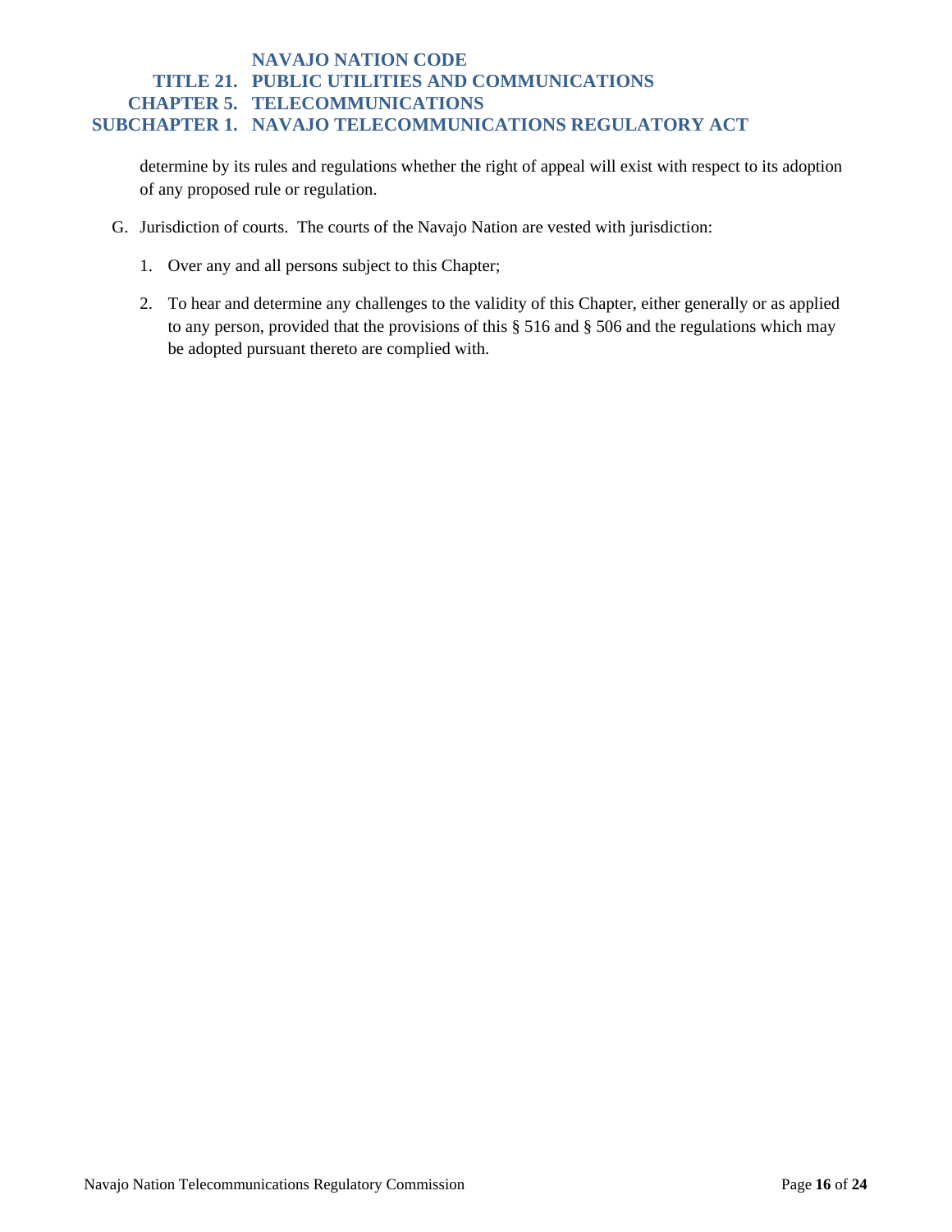determine by its rules and regulations whether the right of appeal will exist with respect to its adoption of any proposed rule or regulation.

G. Jurisdiction of courts. The courts of the Navajo Nation are vested with jurisdiction:

1. Over any and all persons subject to this Chapter;

2. To hear and determine any challenges to the validity of this Chapter, either generally or as applied to any person, provided that the provisions of this § 516 and § 506 and the regulations which may be adopted pursuant thereto are complied with.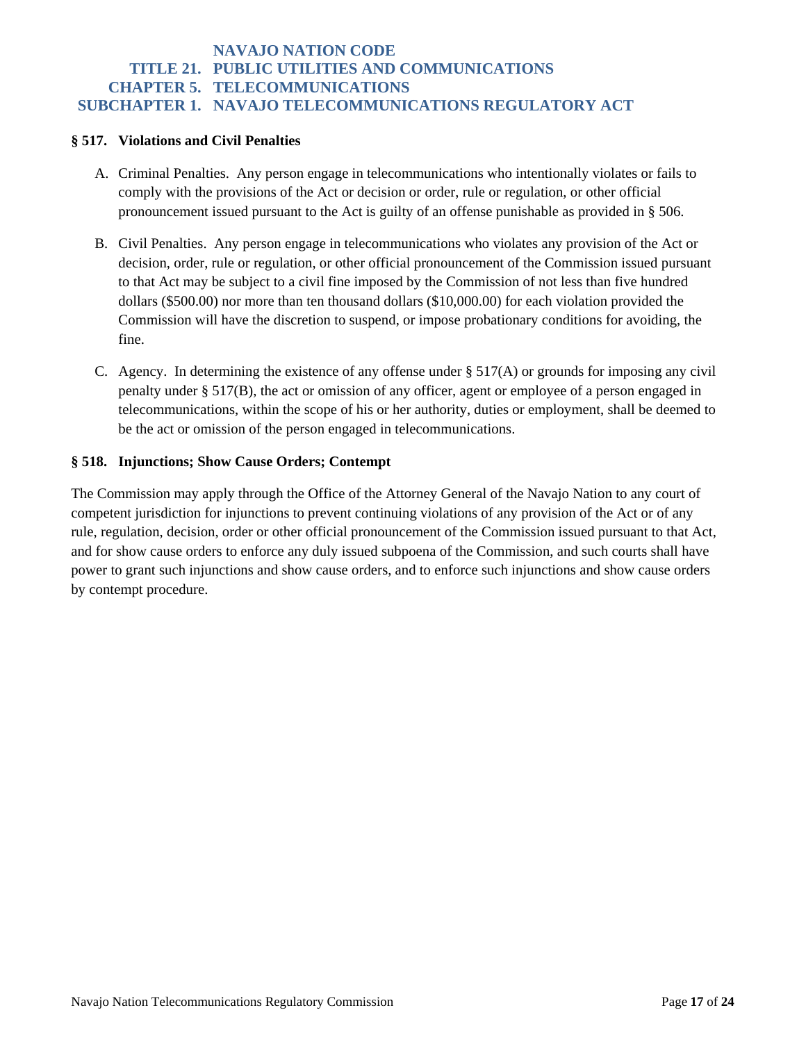# NAVAJO NATION CODE
## TITLE 21. PUBLIC UTILITIES AND COMMUNICATIONS
## CHAPTER 5. TELECOMMUNICATIONS
## SUBCHAPTER 1. NAVAJO TELECOMMUNICATIONS REGULATORY ACT

### § 517. Violations and Civil Penalties

A. Criminal Penalties. Any person engage in telecommunications who intentionally violates or fails to comply with the provisions of the Act or decision or order, rule or regulation, or other official pronouncement issued pursuant to the Act is guilty of an offense punishable as provided in § 506.

B. Civil Penalties. Any person engage in telecommunications who violates any provision of the Act or decision, order, rule or regulation, or other official pronouncement of the Commission issued pursuant to that Act may be subject to a civil fine imposed by the Commission of not less than five hundred dollars ($500.00) nor more than ten thousand dollars ($10,000.00) for each violation provided the Commission will have the discretion to suspend, or impose probationary conditions for avoiding, the fine.

C. Agency. In determining the existence of any offense under § 517(A) or grounds for imposing any civil penalty under § 517(B), the act or omission of any officer, agent or employee of a person engaged in telecommunications, within the scope of his or her authority, duties or employment, shall be deemed to be the act or omission of the person engaged in telecommunications.

### § 518. Injunctions; Show Cause Orders; Contempt

The Commission may apply through the Office of the Attorney General of the Navajo Nation to any court of competent jurisdiction for injunctions to prevent continuing violations of any provision of the Act or of any rule, regulation, decision, order or other official pronouncement of the Commission issued pursuant to that Act, and for show cause orders to enforce any duly issued subpoena of the Commission, and such courts shall have power to grant such injunctions and show cause orders, and to enforce such injunctions and show cause orders by contempt procedure.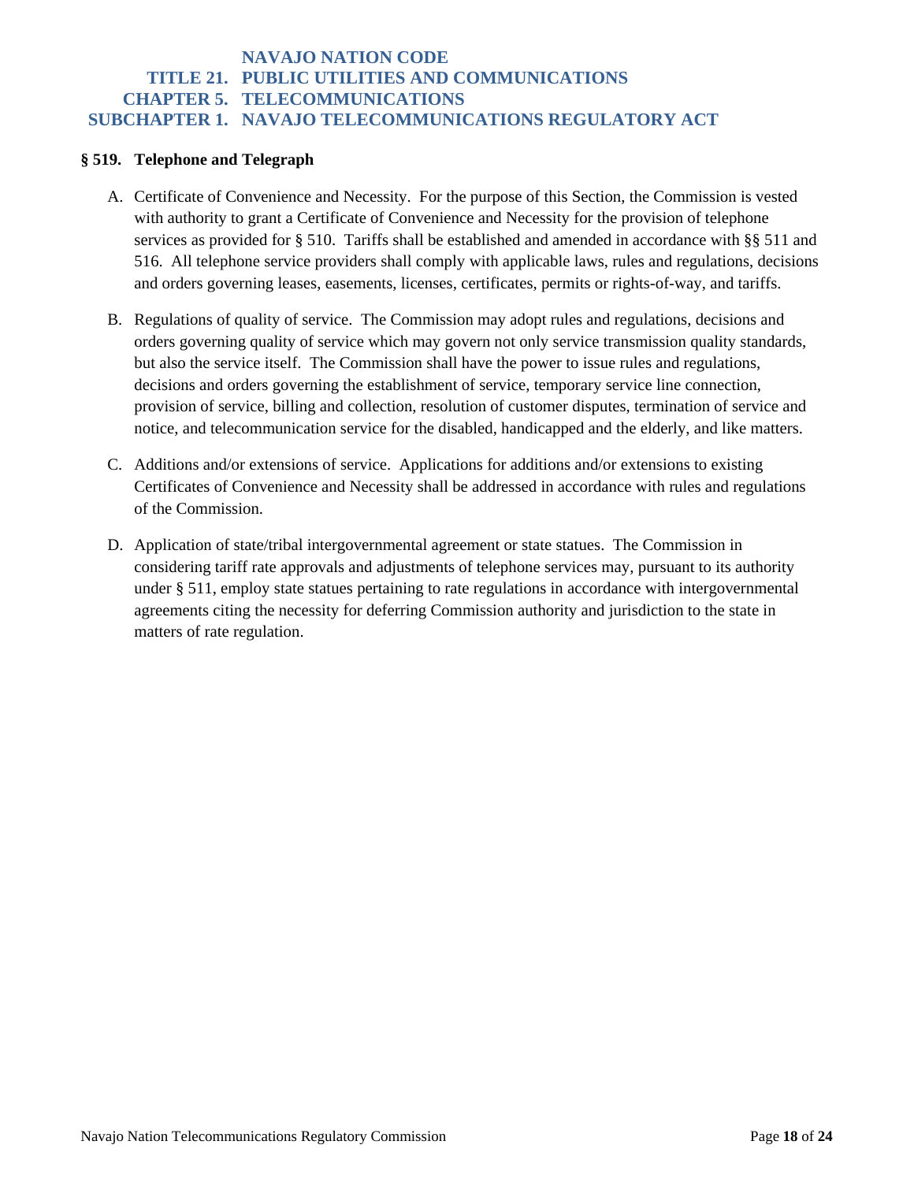# NAVAJO NATION CODE
## TITLE 21. PUBLIC UTILITIES AND COMMUNICATIONS
## CHAPTER 5. TELECOMMUNICATIONS
## SUBCHAPTER 1. NAVAJO TELECOMMUNICATIONS REGULATORY ACT

### § 519. Telephone and Telegraph

A. Certificate of Convenience and Necessity. For the purpose of this Section, the Commission is vested with authority to grant a Certificate of Convenience and Necessity for the provision of telephone services as provided for § 510. Tariffs shall be established and amended in accordance with §§ 511 and 516. All telephone service providers shall comply with applicable laws, rules and regulations, decisions and orders governing leases, easements, licenses, certificates, permits or rights-of-way, and tariffs.

B. Regulations of quality of service. The Commission may adopt rules and regulations, decisions and orders governing quality of service which may govern not only service transmission quality standards, but also the service itself. The Commission shall have the power to issue rules and regulations, decisions and orders governing the establishment of service, temporary service line connection, provision of service, billing and collection, resolution of customer disputes, termination of service and notice, and telecommunication service for the disabled, handicapped and the elderly, and like matters.

C. Additions and/or extensions of service. Applications for additions and/or extensions to existing Certificates of Convenience and Necessity shall be addressed in accordance with rules and regulations of the Commission.

D. Application of state/tribal intergovernmental agreement or state statues. The Commission in considering tariff rate approvals and adjustments of telephone services may, pursuant to its authority under § 511, employ state statues pertaining to rate regulations in accordance with intergovernmental agreements citing the necessity for deferring Commission authority and jurisdiction to the state in matters of rate regulation.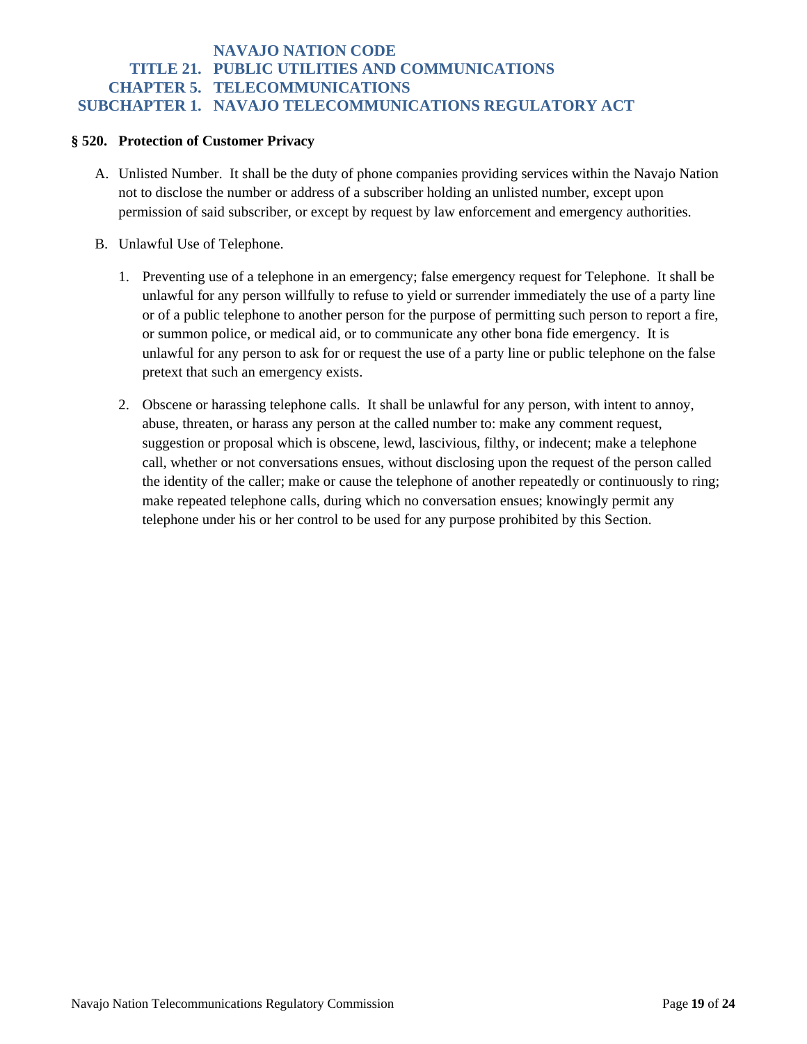# NAVAJO NATION CODE
## TITLE 21. PUBLIC UTILITIES AND COMMUNICATIONS
## CHAPTER 5. TELECOMMUNICATIONS
## SUBCHAPTER 1. NAVAJO TELECOMMUNICATIONS REGULATORY ACT

### § 520. Protection of Customer Privacy

A. Unlisted Number. It shall be the duty of phone companies providing services within the Navajo Nation not to disclose the number or address of a subscriber holding an unlisted number, except upon permission of said subscriber, or except by request by law enforcement and emergency authorities.

B. Unlawful Use of Telephone.

1. Preventing use of a telephone in an emergency; false emergency request for Telephone. It shall be unlawful for any person willfully to refuse to yield or surrender immediately the use of a party line or of a public telephone to another person for the purpose of permitting such person to report a fire, or summon police, or medical aid, or to communicate any other bona fide emergency. It is unlawful for any person to ask for or request the use of a party line or public telephone on the false pretext that such an emergency exists.

2. Obscene or harassing telephone calls. It shall be unlawful for any person, with intent to annoy, abuse, threaten, or harass any person at the called number to: make any comment request, suggestion or proposal which is obscene, lewd, lascivious, filthy, or indecent; make a telephone call, whether or not conversations ensues, without disclosing upon the request of the person called the identity of the caller; make or cause the telephone of another repeatedly or continuously to ring; make repeated telephone calls, during which no conversation ensues; knowingly permit any telephone under his or her control to be used for any purpose prohibited by this Section.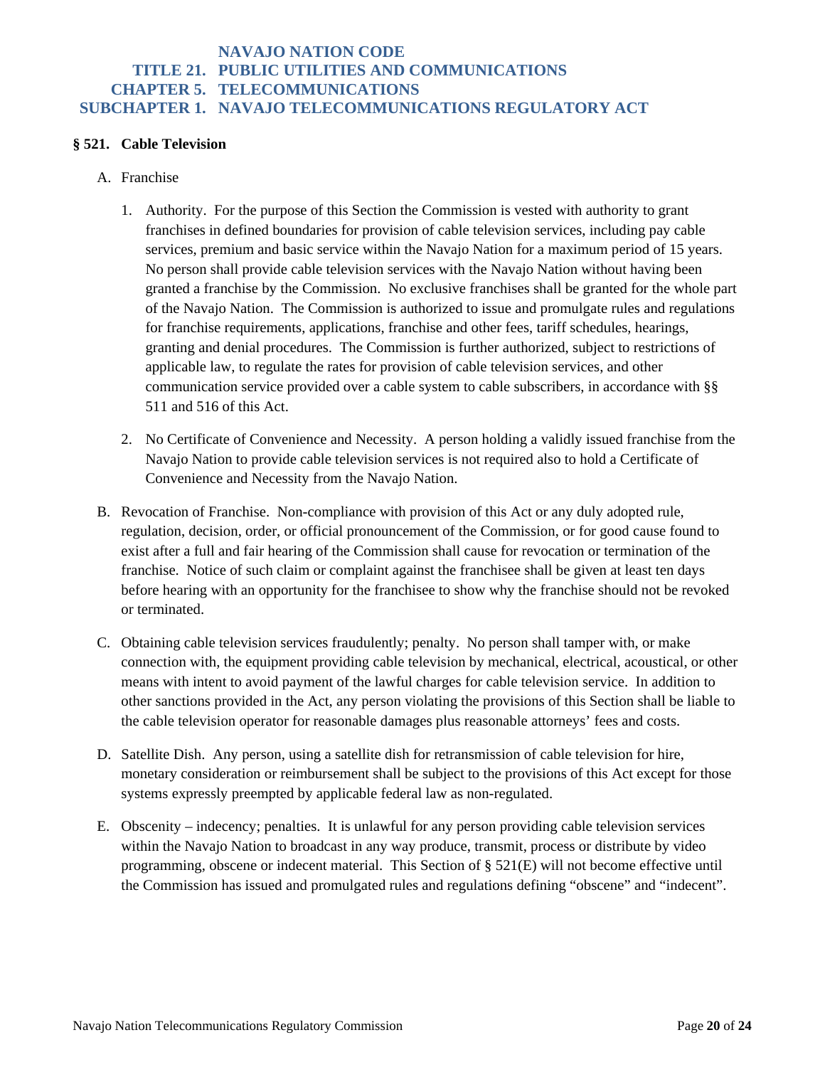# NAVAJO NATION CODE
## TITLE 21. PUBLIC UTILITIES AND COMMUNICATIONS
## CHAPTER 5. TELECOMMUNICATIONS
## SUBCHAPTER 1. NAVAJO TELECOMMUNICATIONS REGULATORY ACT

### § 521. Cable Television

A. Franchise

1. Authority. For the purpose of this Section the Commission is vested with authority to grant franchises in defined boundaries for provision of cable television services, including pay cable services, premium and basic service within the Navajo Nation for a maximum period of 15 years. No person shall provide cable television services with the Navajo Nation without having been granted a franchise by the Commission. No exclusive franchises shall be granted for the whole part of the Navajo Nation. The Commission is authorized to issue and promulgate rules and regulations for franchise requirements, applications, franchise and other fees, tariff schedules, hearings, granting and denial procedures. The Commission is further authorized, subject to restrictions of applicable law, to regulate the rates for provision of cable television services, and other communication service provided over a cable system to cable subscribers, in accordance with §§ 511 and 516 of this Act.

2. No Certificate of Convenience and Necessity. A person holding a validly issued franchise from the Navajo Nation to provide cable television services is not required also to hold a Certificate of Convenience and Necessity from the Navajo Nation.

B. Revocation of Franchise. Non-compliance with provision of this Act or any duly adopted rule, regulation, decision, order, or official pronouncement of the Commission, or for good cause found to exist after a full and fair hearing of the Commission shall cause for revocation or termination of the franchise. Notice of such claim or complaint against the franchisee shall be given at least ten days before hearing with an opportunity for the franchisee to show why the franchise should not be revoked or terminated.

C. Obtaining cable television services fraudulently; penalty. No person shall tamper with, or make connection with, the equipment providing cable television by mechanical, electrical, acoustical, or other means with intent to avoid payment of the lawful charges for cable television service. In addition to other sanctions provided in the Act, any person violating the provisions of this Section shall be liable to the cable television operator for reasonable damages plus reasonable attorneys' fees and costs.

D. Satellite Dish. Any person, using a satellite dish for retransmission of cable television for hire, monetary consideration or reimbursement shall be subject to the provisions of this Act except for those systems expressly preempted by applicable federal law as non-regulated.

E. Obscenity – indecency; penalties. It is unlawful for any person providing cable television services within the Navajo Nation to broadcast in any way produce, transmit, process or distribute by video programming, obscene or indecent material. This Section of § 521(E) will not become effective until the Commission has issued and promulgated rules and regulations defining "obscene" and "indecent".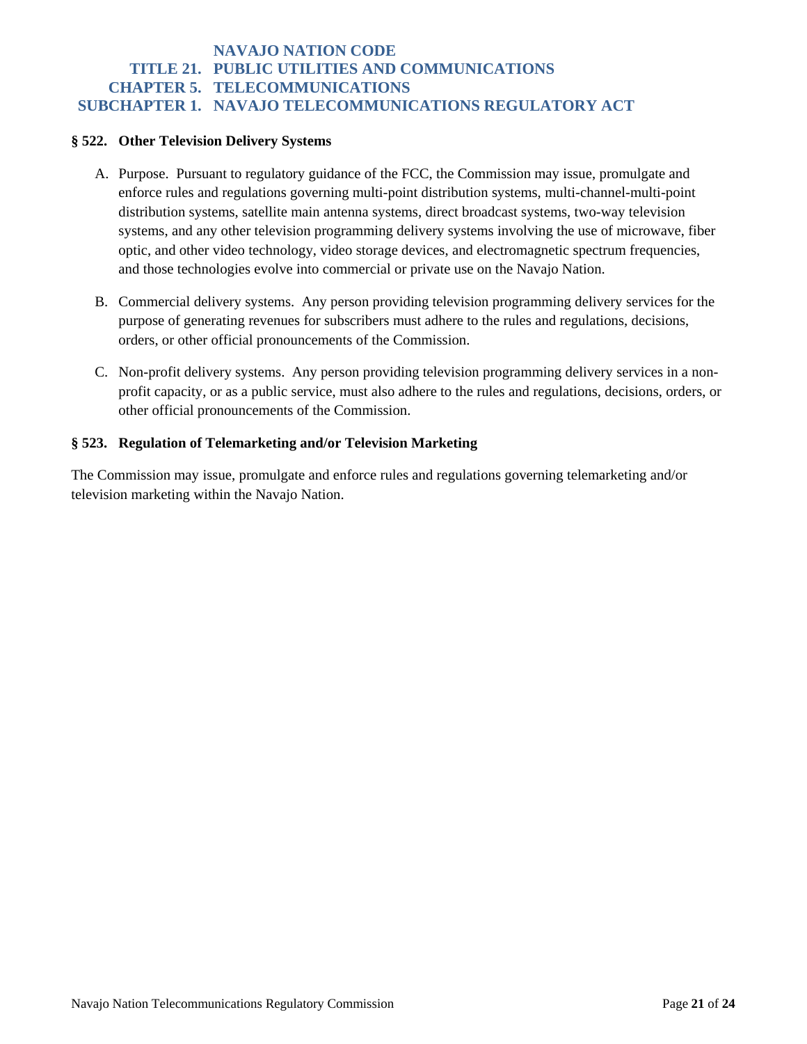## § 522. Other Television Delivery Systems

A. Purpose. Pursuant to regulatory guidance of the FCC, the Commission may issue, promulgate and enforce rules and regulations governing multi-point distribution systems, multi-channel-multi-point distribution systems, satellite main antenna systems, direct broadcast systems, two-way television systems, and any other television programming delivery systems involving the use of microwave, fiber optic, and other video technology, video storage devices, and electromagnetic spectrum frequencies, and those technologies evolve into commercial or private use on the Navajo Nation.

B. Commercial delivery systems. Any person providing television programming delivery services for the purpose of generating revenues for subscribers must adhere to the rules and regulations, decisions, orders, or other official pronouncements of the Commission.

C. Non-profit delivery systems. Any person providing television programming delivery services in a non-profit capacity, or as a public service, must also adhere to the rules and regulations, decisions, orders, or other official pronouncements of the Commission.

## § 523. Regulation of Telemarketing and/or Television Marketing

The Commission may issue, promulgate and enforce rules and regulations governing telemarketing and/or television marketing within the Navajo Nation.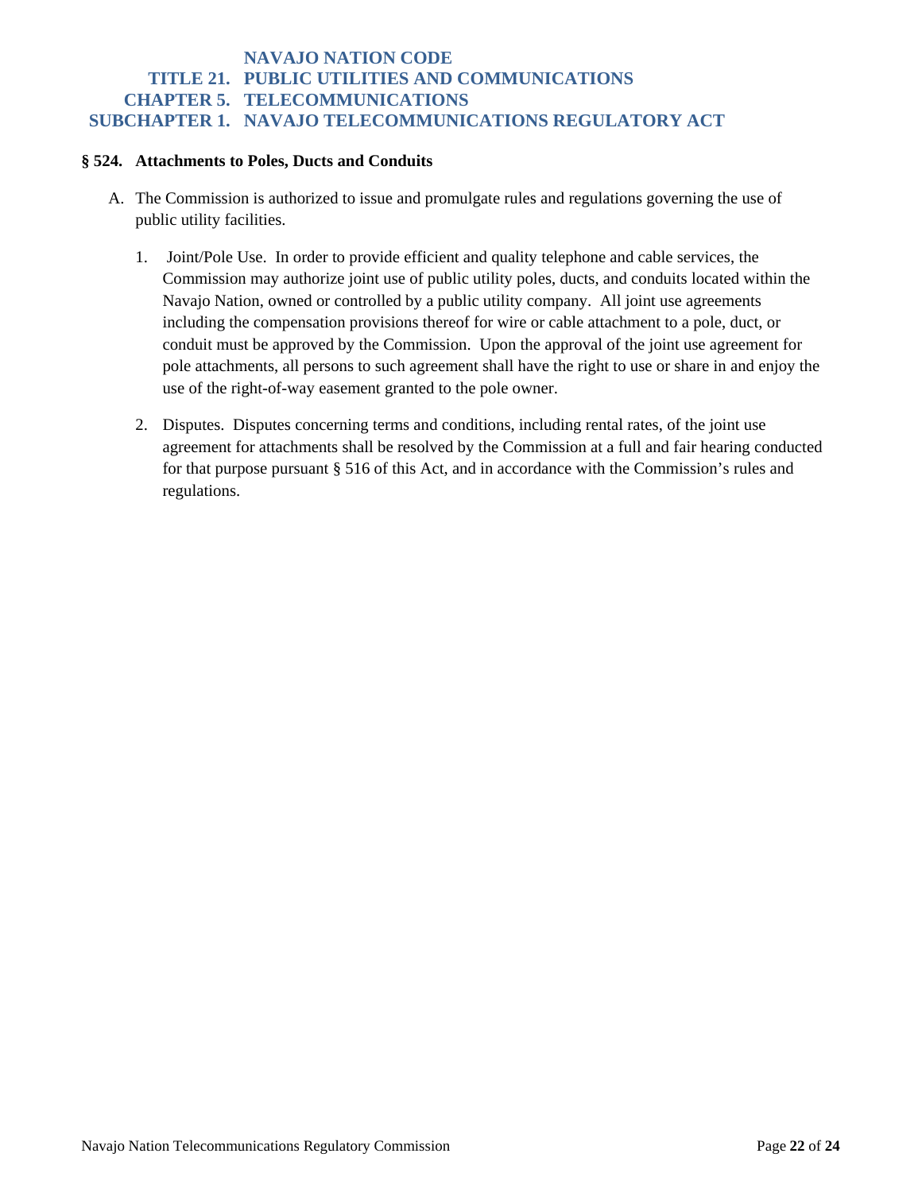§ 524. Attachments to Poles, Ducts and Conduits

A. The Commission is authorized to issue and promulgate rules and regulations governing the use of public utility facilities.

1. Joint/Pole Use. In order to provide efficient and quality telephone and cable services, the Commission may authorize joint use of public utility poles, ducts, and conduits located within the Navajo Nation, owned or controlled by a public utility company. All joint use agreements including the compensation provisions thereof for wire or cable attachment to a pole, duct, or conduit must be approved by the Commission. Upon the approval of the joint use agreement for pole attachments, all persons to such agreement shall have the right to use or share in and enjoy the use of the right-of-way easement granted to the pole owner.

2. Disputes. Disputes concerning terms and conditions, including rental rates, of the joint use agreement for attachments shall be resolved by the Commission at a full and fair hearing conducted for that purpose pursuant § 516 of this Act, and in accordance with the Commission's rules and regulations.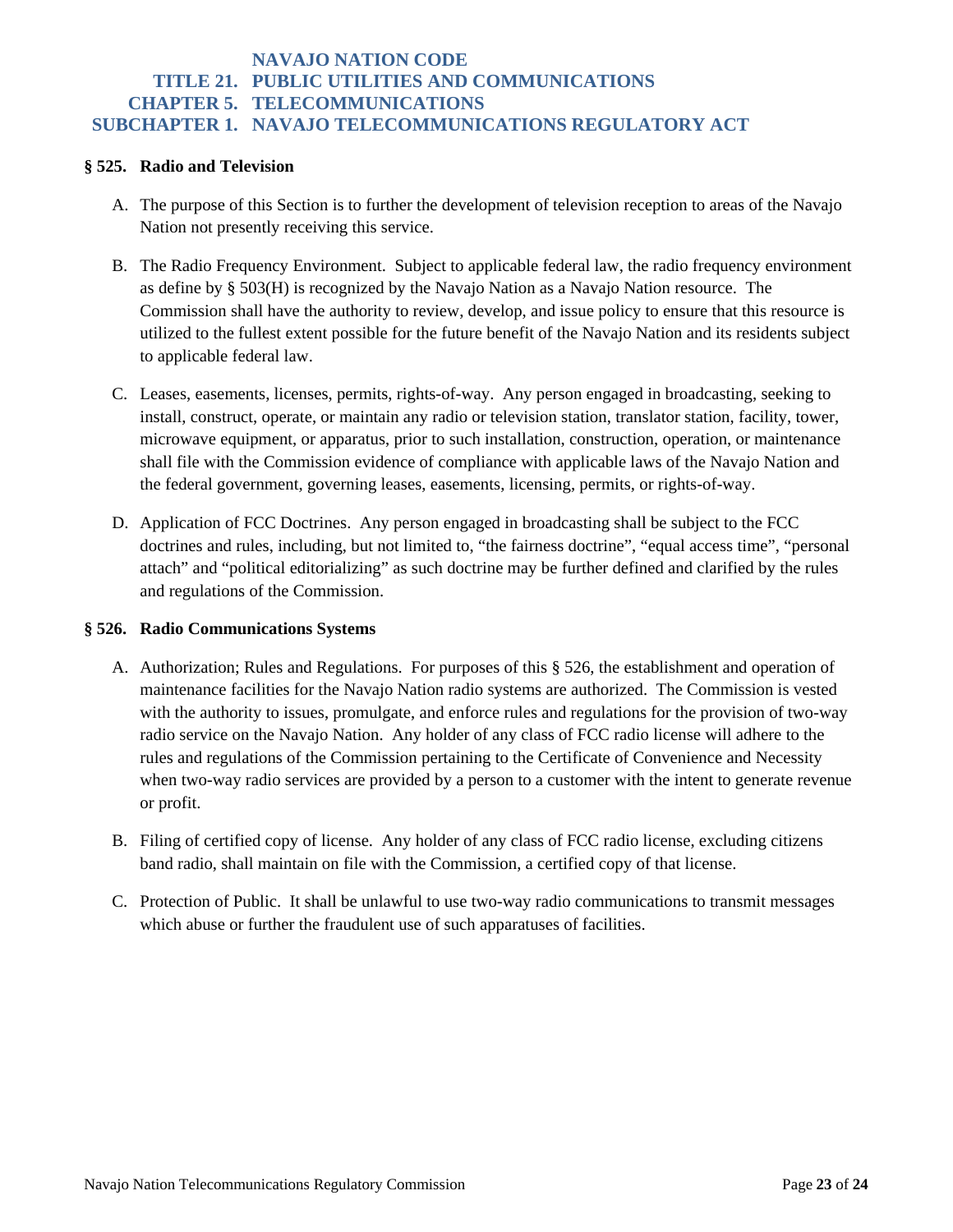# NAVAJO NATION CODE
## TITLE 21. PUBLIC UTILITIES AND COMMUNICATIONS
## CHAPTER 5. TELECOMMUNICATIONS
## SUBCHAPTER 1. NAVAJO TELECOMMUNICATIONS REGULATORY ACT

### § 525. Radio and Television

A. The purpose of this Section is to further the development of television reception to areas of the Navajo Nation not presently receiving this service.

B. The Radio Frequency Environment. Subject to applicable federal law, the radio frequency environment as define by § 503(H) is recognized by the Navajo Nation as a Navajo Nation resource. The Commission shall have the authority to review, develop, and issue policy to ensure that this resource is utilized to the fullest extent possible for the future benefit of the Navajo Nation and its residents subject to applicable federal law.

C. Leases, easements, licenses, permits, rights-of-way. Any person engaged in broadcasting, seeking to install, construct, operate, or maintain any radio or television station, translator station, facility, tower, microwave equipment, or apparatus, prior to such installation, construction, operation, or maintenance shall file with the Commission evidence of compliance with applicable laws of the Navajo Nation and the federal government, governing leases, easements, licensing, permits, or rights-of-way.

D. Application of FCC Doctrines. Any person engaged in broadcasting shall be subject to the FCC doctrines and rules, including, but not limited to, "the fairness doctrine", "equal access time", "personal attach" and "political editorializing" as such doctrine may be further defined and clarified by the rules and regulations of the Commission.

### § 526. Radio Communications Systems

A. Authorization; Rules and Regulations. For purposes of this § 526, the establishment and operation of maintenance facilities for the Navajo Nation radio systems are authorized. The Commission is vested with the authority to issues, promulgate, and enforce rules and regulations for the provision of two-way radio service on the Navajo Nation. Any holder of any class of FCC radio license will adhere to the rules and regulations of the Commission pertaining to the Certificate of Convenience and Necessity when two-way radio services are provided by a person to a customer with the intent to generate revenue or profit.

B. Filing of certified copy of license. Any holder of any class of FCC radio license, excluding citizens band radio, shall maintain on file with the Commission, a certified copy of that license.

C. Protection of Public. It shall be unlawful to use two-way radio communications to transmit messages which abuse or further the fraudulent use of such apparatuses of facilities.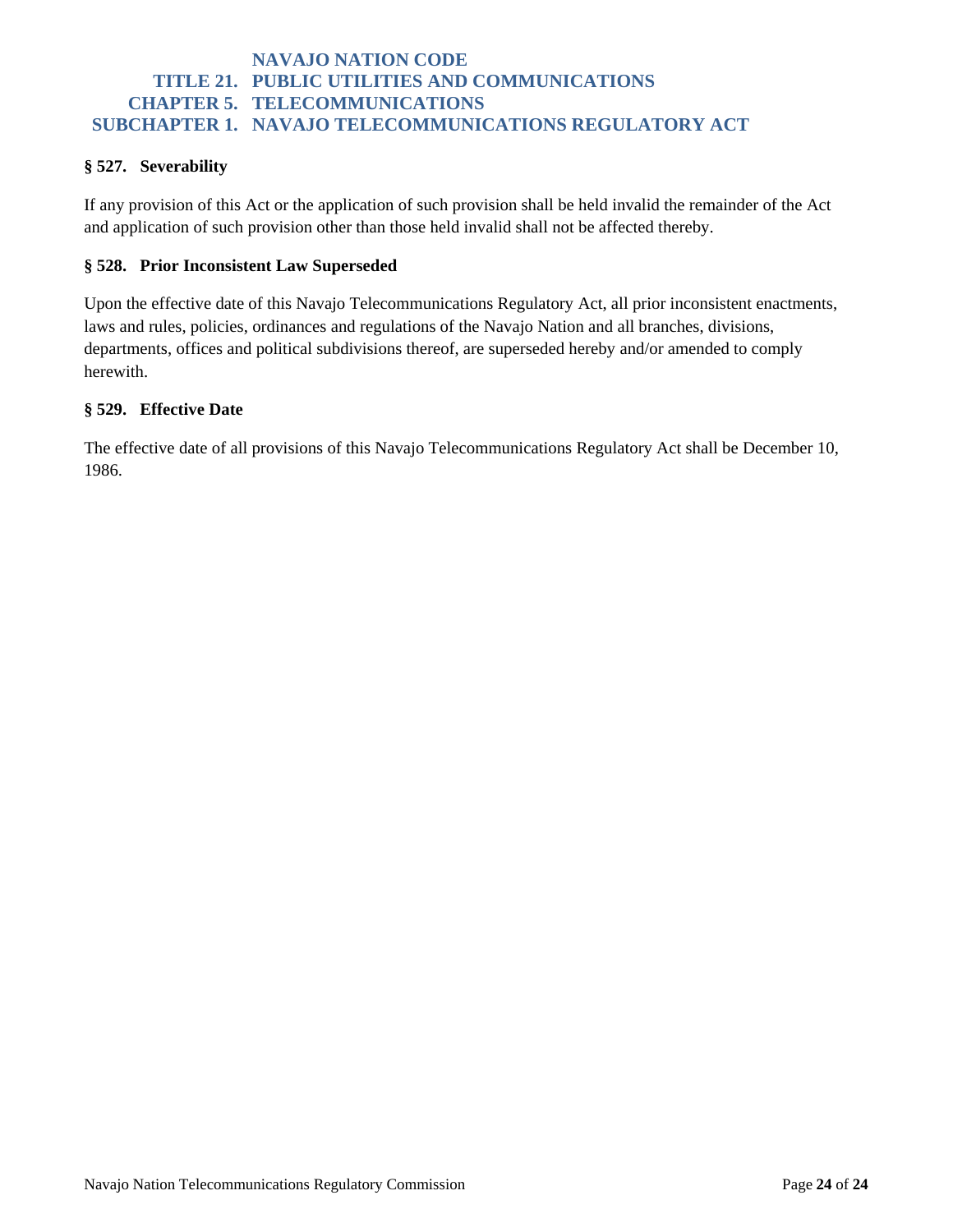## § 527. Severability

If any provision of this Act or the application of such provision shall be held invalid the remainder of the Act and application of such provision other than those held invalid shall not be affected thereby.

## § 528. Prior Inconsistent Law Superseded

Upon the effective date of this Navajo Telecommunications Regulatory Act, all prior inconsistent enactments, laws and rules, policies, ordinances and regulations of the Navajo Nation and all branches, divisions, departments, offices and political subdivisions thereof, are superseded hereby and/or amended to comply herewith.

## § 529. Effective Date

The effective date of all provisions of this Navajo Telecommunications Regulatory Act shall be December 10, 1986.